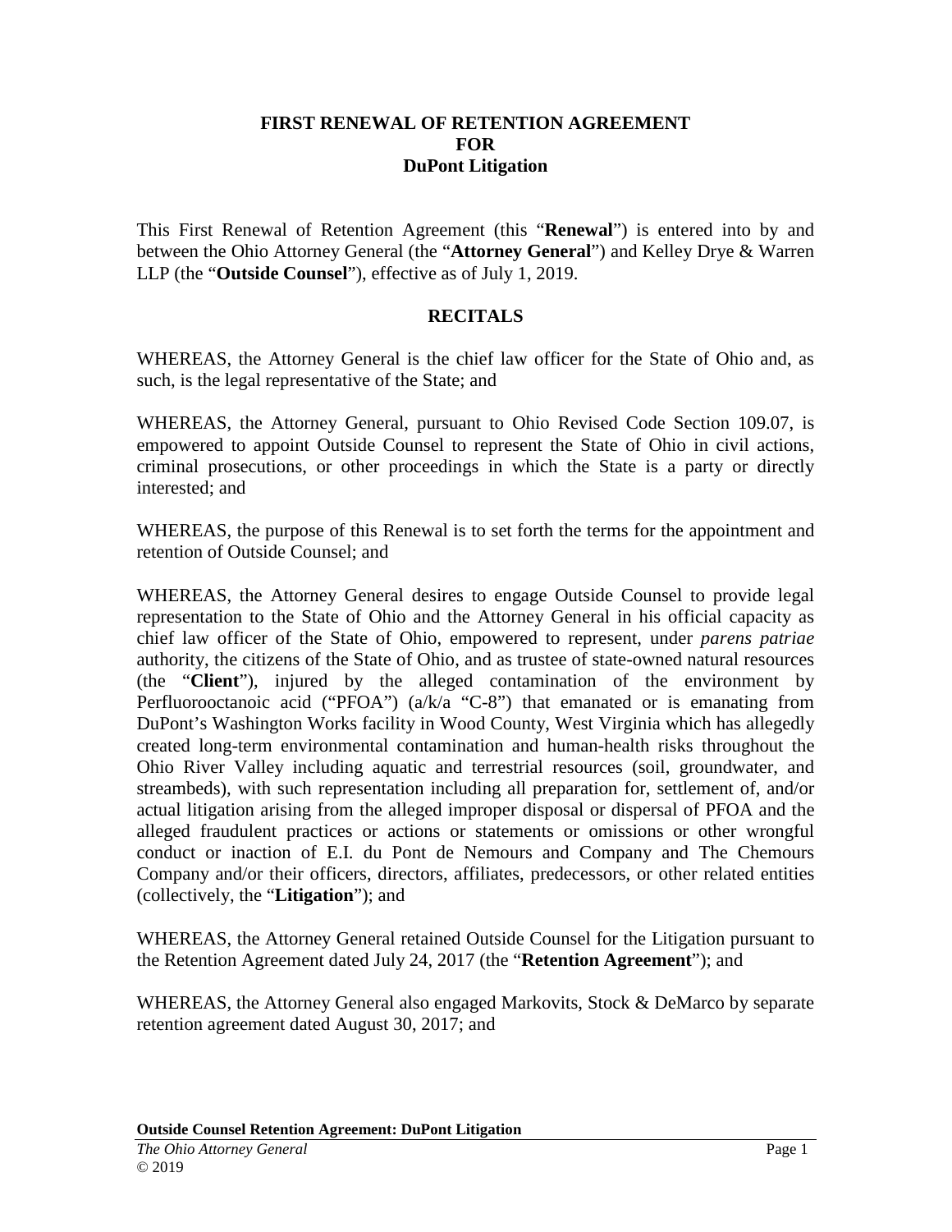# FIRST RENEWAL OF RETENTION AGREEMENT FOR DuPont Litigation

This First Renewal of Retention Agreement (this "**Renewal**") is entered into by and between the Ohio Attorney General (the "**Attorney General**") and Kelley Drye & Warren LLP (the "**Outside Counsel**"), effective as of July 1, 2019.

## RECITALS

WHEREAS, the Attorney General is the chief law officer for the State of Ohio and, as such, is the legal representative of the State; and

WHEREAS, the Attorney General, pursuant to Ohio Revised Code Section 109.07, is empowered to appoint Outside Counsel to represent the State of Ohio in civil actions, criminal prosecutions, or other proceedings in which the State is a party or directly interested; and

WHEREAS, the purpose of this Renewal is to set forth the terms for the appointment and retention of Outside Counsel; and

WHEREAS, the Attorney General desires to engage Outside Counsel to provide legal representation to the State of Ohio and the Attorney General in his official capacity as chief law officer of the State of Ohio, empowered to represent, under *parens patriae* authority, the citizens of the State of Ohio, and as trustee of state-owned natural resources (the "**Client**"), injured by the alleged contamination of the environment by Perfluorooctanoic acid ("PFOA") (a/k/a "C-8") that emanated or is emanating from DuPont's Washington Works facility in Wood County, West Virginia which has allegedly created long-term environmental contamination and human-health risks throughout the Ohio River Valley including aquatic and terrestrial resources (soil, groundwater, and streambeds), with such representation including all preparation for, settlement of, and/or actual litigation arising from the alleged improper disposal or dispersal of PFOA and the alleged fraudulent practices or actions or statements or omissions or other wrongful conduct or inaction of E.I. du Pont de Nemours and Company and The Chemours Company and/or their officers, directors, affiliates, predecessors, or other related entities (collectively, the "**Litigation**"); and

WHEREAS, the Attorney General retained Outside Counsel for the Litigation pursuant to the Retention Agreement dated July 24, 2017 (the "**Retention Agreement**"); and

WHEREAS, the Attorney General also engaged Markovits, Stock & DeMarco by separate retention agreement dated August 30, 2017; and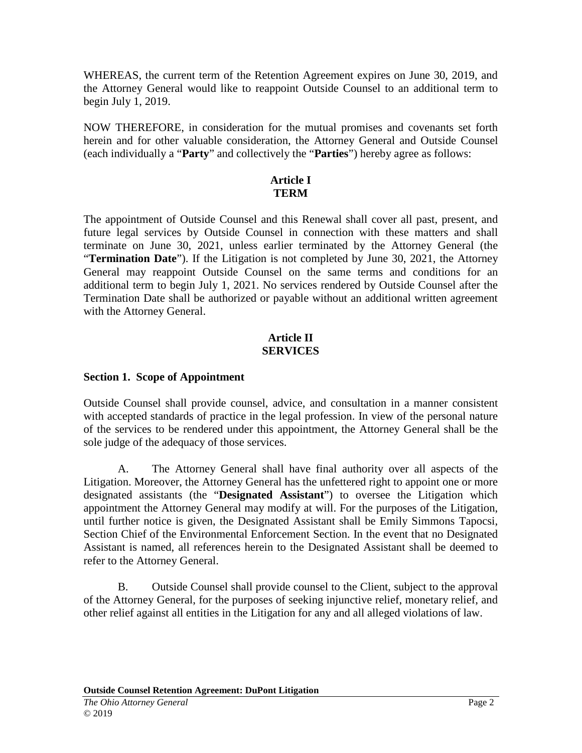WHEREAS, the current term of the Retention Agreement expires on June 30, 2019, and the Attorney General would like to reappoint Outside Counsel to an additional term to begin July 1, 2019.

NOW THEREFORE, in consideration for the mutual promises and covenants set forth herein and for other valuable consideration, the Attorney General and Outside Counsel (each individually a "**Party**" and collectively the "**Parties**") hereby agree as follows:

## Article I
## TERM

The appointment of Outside Counsel and this Renewal shall cover all past, present, and future legal services by Outside Counsel in connection with these matters and shall terminate on June 30, 2021, unless earlier terminated by the Attorney General (the "**Termination Date**"). If the Litigation is not completed by June 30, 2021, the Attorney General may reappoint Outside Counsel on the same terms and conditions for an additional term to begin July 1, 2021. No services rendered by Outside Counsel after the Termination Date shall be authorized or payable without an additional written agreement with the Attorney General.

## Article II
## SERVICES

### Section 1. Scope of Appointment

Outside Counsel shall provide counsel, advice, and consultation in a manner consistent with accepted standards of practice in the legal profession. In view of the personal nature of the services to be rendered under this appointment, the Attorney General shall be the sole judge of the adequacy of those services.

A. The Attorney General shall have final authority over all aspects of the Litigation. Moreover, the Attorney General has the unfettered right to appoint one or more designated assistants (the "**Designated Assistant**") to oversee the Litigation which appointment the Attorney General may modify at will. For the purposes of the Litigation, until further notice is given, the Designated Assistant shall be Emily Simmons Tapocsi, Section Chief of the Environmental Enforcement Section. In the event that no Designated Assistant is named, all references herein to the Designated Assistant shall be deemed to refer to the Attorney General.

B. Outside Counsel shall provide counsel to the Client, subject to the approval of the Attorney General, for the purposes of seeking injunctive relief, monetary relief, and other relief against all entities in the Litigation for any and all alleged violations of law.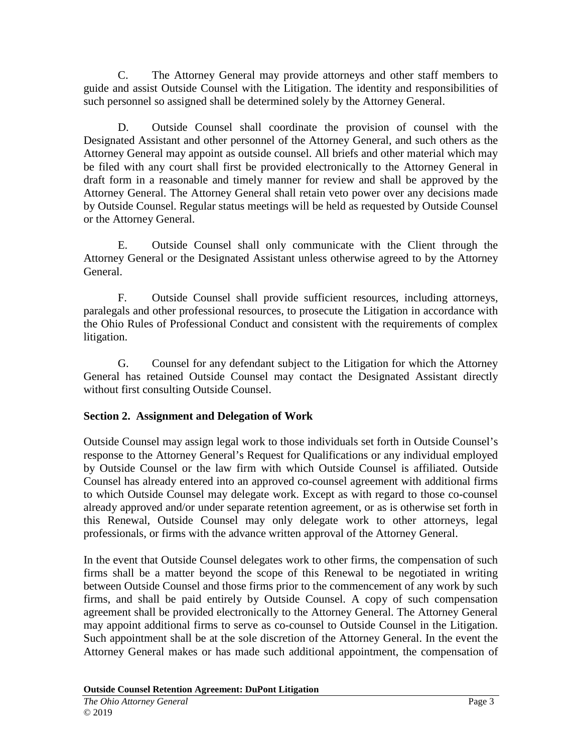C. The Attorney General may provide attorneys and other staff members to guide and assist Outside Counsel with the Litigation. The identity and responsibilities of such personnel so assigned shall be determined solely by the Attorney General.

D. Outside Counsel shall coordinate the provision of counsel with the Designated Assistant and other personnel of the Attorney General, and such others as the Attorney General may appoint as outside counsel. All briefs and other material which may be filed with any court shall first be provided electronically to the Attorney General in draft form in a reasonable and timely manner for review and shall be approved by the Attorney General. The Attorney General shall retain veto power over any decisions made by Outside Counsel. Regular status meetings will be held as requested by Outside Counsel or the Attorney General.

E. Outside Counsel shall only communicate with the Client through the Attorney General or the Designated Assistant unless otherwise agreed to by the Attorney General.

F. Outside Counsel shall provide sufficient resources, including attorneys, paralegals and other professional resources, to prosecute the Litigation in accordance with the Ohio Rules of Professional Conduct and consistent with the requirements of complex litigation.

G. Counsel for any defendant subject to the Litigation for which the Attorney General has retained Outside Counsel may contact the Designated Assistant directly without first consulting Outside Counsel.

**Section 2. Assignment and Delegation of Work**

Outside Counsel may assign legal work to those individuals set forth in Outside Counsel's response to the Attorney General's Request for Qualifications or any individual employed by Outside Counsel or the law firm with which Outside Counsel is affiliated. Outside Counsel has already entered into an approved co-counsel agreement with additional firms to which Outside Counsel may delegate work. Except as with regard to those co-counsel already approved and/or under separate retention agreement, or as is otherwise set forth in this Renewal, Outside Counsel may only delegate work to other attorneys, legal professionals, or firms with the advance written approval of the Attorney General.

In the event that Outside Counsel delegates work to other firms, the compensation of such firms shall be a matter beyond the scope of this Renewal to be negotiated in writing between Outside Counsel and those firms prior to the commencement of any work by such firms, and shall be paid entirely by Outside Counsel. A copy of such compensation agreement shall be provided electronically to the Attorney General. The Attorney General may appoint additional firms to serve as co-counsel to Outside Counsel in the Litigation. Such appointment shall be at the sole discretion of the Attorney General. In the event the Attorney General makes or has made such additional appointment, the compensation of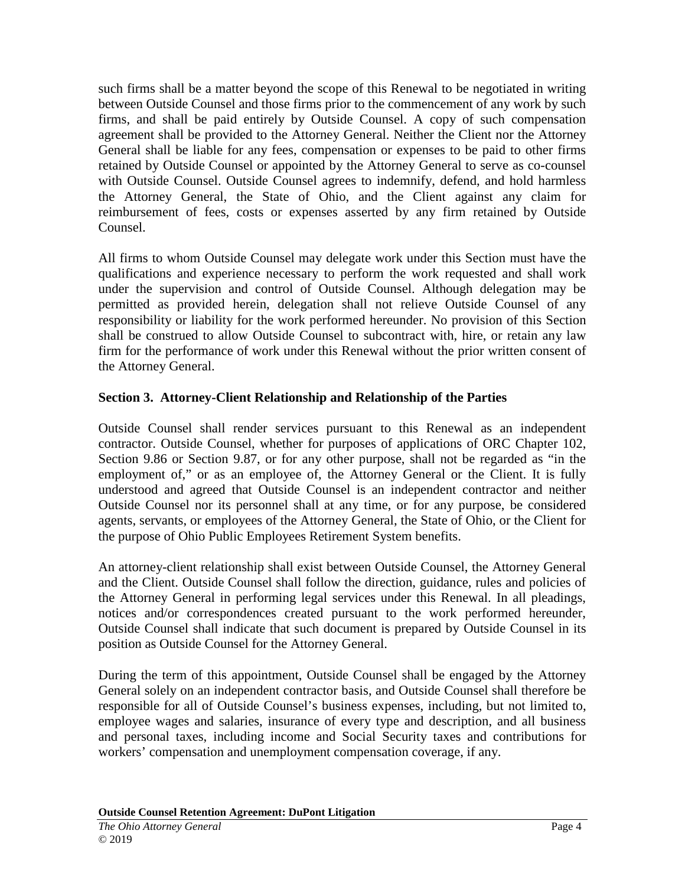such firms shall be a matter beyond the scope of this Renewal to be negotiated in writing between Outside Counsel and those firms prior to the commencement of any work by such firms, and shall be paid entirely by Outside Counsel. A copy of such compensation agreement shall be provided to the Attorney General. Neither the Client nor the Attorney General shall be liable for any fees, compensation or expenses to be paid to other firms retained by Outside Counsel or appointed by the Attorney General to serve as co-counsel with Outside Counsel. Outside Counsel agrees to indemnify, defend, and hold harmless the Attorney General, the State of Ohio, and the Client against any claim for reimbursement of fees, costs or expenses asserted by any firm retained by Outside Counsel.

All firms to whom Outside Counsel may delegate work under this Section must have the qualifications and experience necessary to perform the work requested and shall work under the supervision and control of Outside Counsel. Although delegation may be permitted as provided herein, delegation shall not relieve Outside Counsel of any responsibility or liability for the work performed hereunder. No provision of this Section shall be construed to allow Outside Counsel to subcontract with, hire, or retain any law firm for the performance of work under this Renewal without the prior written consent of the Attorney General.

## Section 3. Attorney-Client Relationship and Relationship of the Parties

Outside Counsel shall render services pursuant to this Renewal as an independent contractor. Outside Counsel, whether for purposes of applications of ORC Chapter 102, Section 9.86 or Section 9.87, or for any other purpose, shall not be regarded as "in the employment of," or as an employee of, the Attorney General or the Client. It is fully understood and agreed that Outside Counsel is an independent contractor and neither Outside Counsel nor its personnel shall at any time, or for any purpose, be considered agents, servants, or employees of the Attorney General, the State of Ohio, or the Client for the purpose of Ohio Public Employees Retirement System benefits.

An attorney-client relationship shall exist between Outside Counsel, the Attorney General and the Client. Outside Counsel shall follow the direction, guidance, rules and policies of the Attorney General in performing legal services under this Renewal. In all pleadings, notices and/or correspondences created pursuant to the work performed hereunder, Outside Counsel shall indicate that such document is prepared by Outside Counsel in its position as Outside Counsel for the Attorney General.

During the term of this appointment, Outside Counsel shall be engaged by the Attorney General solely on an independent contractor basis, and Outside Counsel shall therefore be responsible for all of Outside Counsel's business expenses, including, but not limited to, employee wages and salaries, insurance of every type and description, and all business and personal taxes, including income and Social Security taxes and contributions for workers' compensation and unemployment compensation coverage, if any.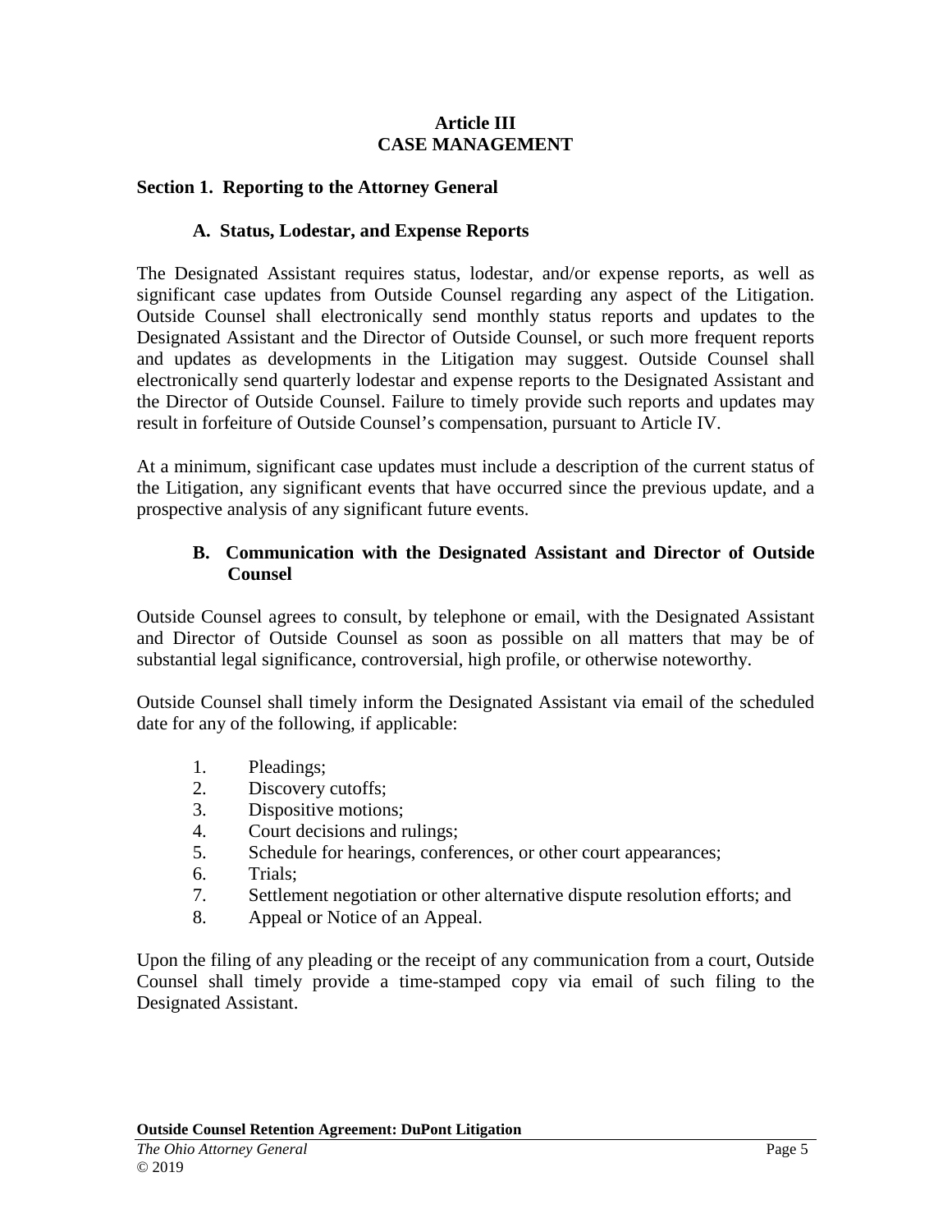## Article III
## CASE MANAGEMENT

### Section 1. Reporting to the Attorney General

#### A. Status, Lodestar, and Expense Reports

The Designated Assistant requires status, lodestar, and/or expense reports, as well as significant case updates from Outside Counsel regarding any aspect of the Litigation. Outside Counsel shall electronically send monthly status reports and updates to the Designated Assistant and the Director of Outside Counsel, or such more frequent reports and updates as developments in the Litigation may suggest. Outside Counsel shall electronically send quarterly lodestar and expense reports to the Designated Assistant and the Director of Outside Counsel. Failure to timely provide such reports and updates may result in forfeiture of Outside Counsel's compensation, pursuant to Article IV.

At a minimum, significant case updates must include a description of the current status of the Litigation, any significant events that have occurred since the previous update, and a prospective analysis of any significant future events.

#### B. Communication with the Designated Assistant and Director of Outside Counsel

Outside Counsel agrees to consult, by telephone or email, with the Designated Assistant and Director of Outside Counsel as soon as possible on all matters that may be of substantial legal significance, controversial, high profile, or otherwise noteworthy.

Outside Counsel shall timely inform the Designated Assistant via email of the scheduled date for any of the following, if applicable:

1. Pleadings;
2. Discovery cutoffs;
3. Dispositive motions;
4. Court decisions and rulings;
5. Schedule for hearings, conferences, or other court appearances;
6. Trials;
7. Settlement negotiation or other alternative dispute resolution efforts; and
8. Appeal or Notice of an Appeal.

Upon the filing of any pleading or the receipt of any communication from a court, Outside Counsel shall timely provide a time-stamped copy via email of such filing to the Designated Assistant.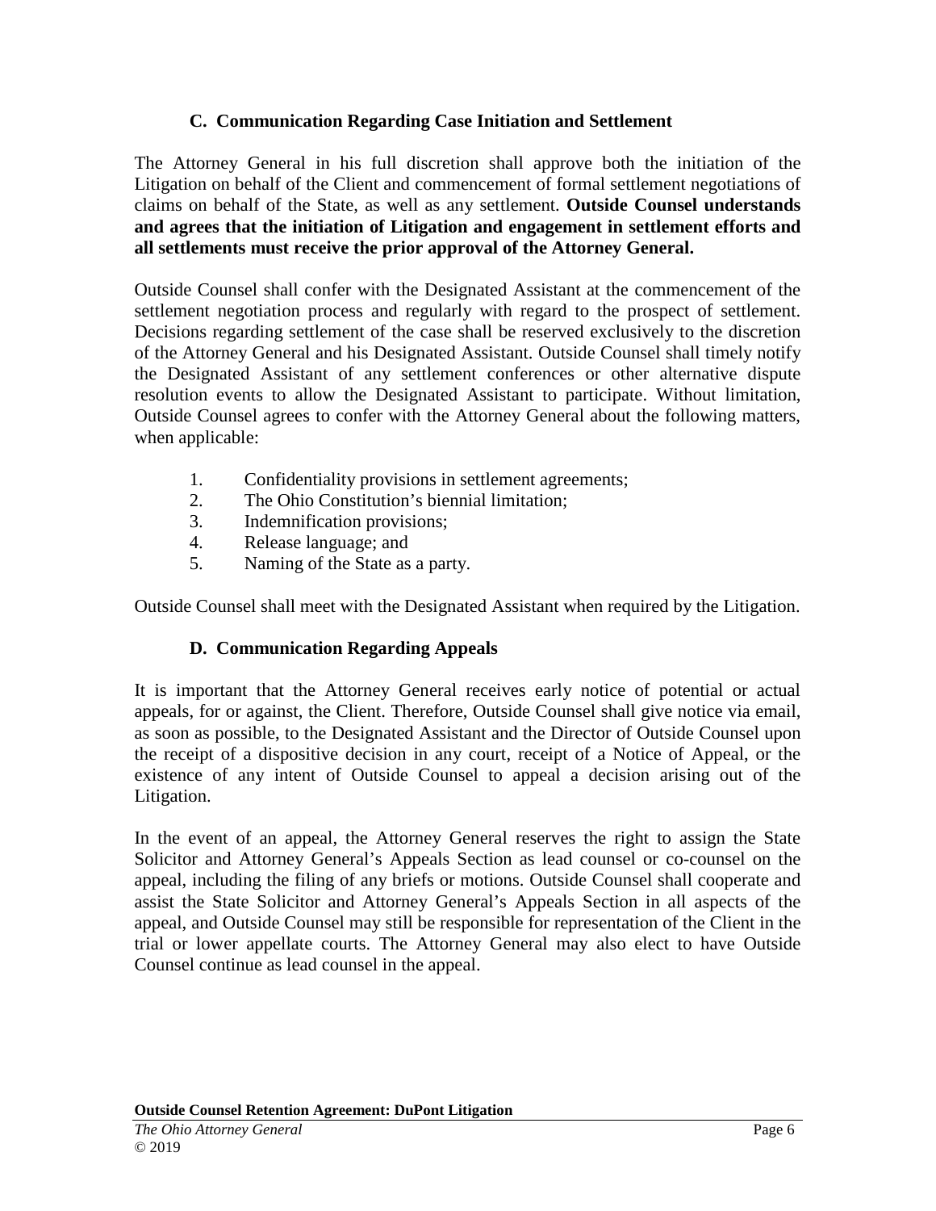### C. Communication Regarding Case Initiation and Settlement

The Attorney General in his full discretion shall approve both the initiation of the Litigation on behalf of the Client and commencement of formal settlement negotiations of claims on behalf of the State, as well as any settlement. **Outside Counsel understands and agrees that the initiation of Litigation and engagement in settlement efforts and all settlements must receive the prior approval of the Attorney General.**

Outside Counsel shall confer with the Designated Assistant at the commencement of the settlement negotiation process and regularly with regard to the prospect of settlement. Decisions regarding settlement of the case shall be reserved exclusively to the discretion of the Attorney General and his Designated Assistant. Outside Counsel shall timely notify the Designated Assistant of any settlement conferences or other alternative dispute resolution events to allow the Designated Assistant to participate. Without limitation, Outside Counsel agrees to confer with the Attorney General about the following matters, when applicable:

1. Confidentiality provisions in settlement agreements;
2. The Ohio Constitution's biennial limitation;
3. Indemnification provisions;
4. Release language; and
5. Naming of the State as a party.

Outside Counsel shall meet with the Designated Assistant when required by the Litigation.

### D. Communication Regarding Appeals

It is important that the Attorney General receives early notice of potential or actual appeals, for or against, the Client. Therefore, Outside Counsel shall give notice via email, as soon as possible, to the Designated Assistant and the Director of Outside Counsel upon the receipt of a dispositive decision in any court, receipt of a Notice of Appeal, or the existence of any intent of Outside Counsel to appeal a decision arising out of the Litigation.

In the event of an appeal, the Attorney General reserves the right to assign the State Solicitor and Attorney General's Appeals Section as lead counsel or co-counsel on the appeal, including the filing of any briefs or motions. Outside Counsel shall cooperate and assist the State Solicitor and Attorney General's Appeals Section in all aspects of the appeal, and Outside Counsel may still be responsible for representation of the Client in the trial or lower appellate courts. The Attorney General may also elect to have Outside Counsel continue as lead counsel in the appeal.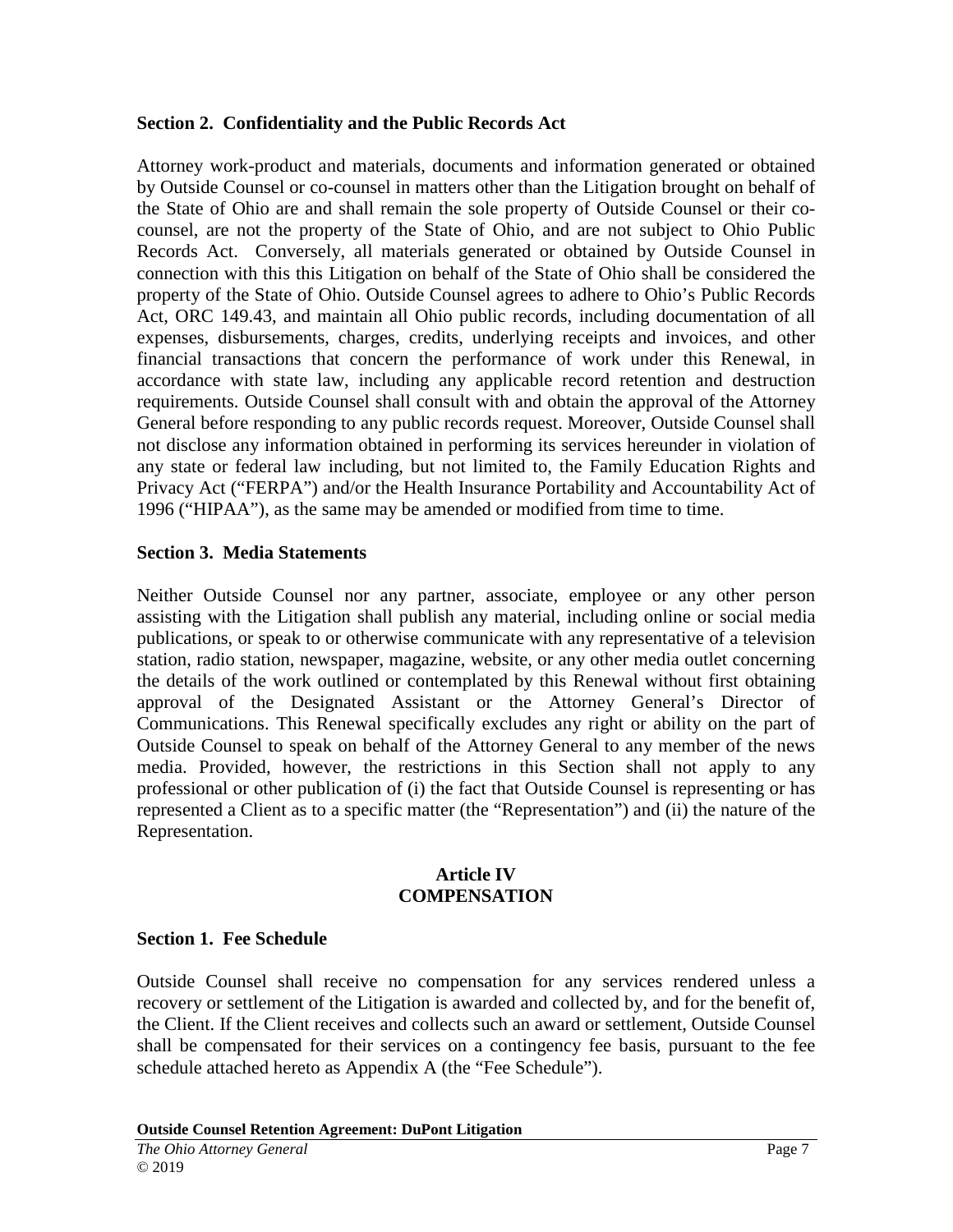**Section 2. Confidentiality and the Public Records Act**

Attorney work-product and materials, documents and information generated or obtained by Outside Counsel or co-counsel in matters other than the Litigation brought on behalf of the State of Ohio are and shall remain the sole property of Outside Counsel or their co-counsel, are not the property of the State of Ohio, and are not subject to Ohio Public Records Act. Conversely, all materials generated or obtained by Outside Counsel in connection with this this Litigation on behalf of the State of Ohio shall be considered the property of the State of Ohio. Outside Counsel agrees to adhere to Ohio's Public Records Act, ORC 149.43, and maintain all Ohio public records, including documentation of all expenses, disbursements, charges, credits, underlying receipts and invoices, and other financial transactions that concern the performance of work under this Renewal, in accordance with state law, including any applicable record retention and destruction requirements. Outside Counsel shall consult with and obtain the approval of the Attorney General before responding to any public records request. Moreover, Outside Counsel shall not disclose any information obtained in performing its services hereunder in violation of any state or federal law including, but not limited to, the Family Education Rights and Privacy Act ("FERPA") and/or the Health Insurance Portability and Accountability Act of 1996 ("HIPAA"), as the same may be amended or modified from time to time.

**Section 3. Media Statements**

Neither Outside Counsel nor any partner, associate, employee or any other person assisting with the Litigation shall publish any material, including online or social media publications, or speak to or otherwise communicate with any representative of a television station, radio station, newspaper, magazine, website, or any other media outlet concerning the details of the work outlined or contemplated by this Renewal without first obtaining approval of the Designated Assistant or the Attorney General's Director of Communications. This Renewal specifically excludes any right or ability on the part of Outside Counsel to speak on behalf of the Attorney General to any member of the news media. Provided, however, the restrictions in this Section shall not apply to any professional or other publication of (i) the fact that Outside Counsel is representing or has represented a Client as to a specific matter (the "Representation") and (ii) the nature of the Representation.

## Article IV
## COMPENSATION

**Section 1. Fee Schedule**

Outside Counsel shall receive no compensation for any services rendered unless a recovery or settlement of the Litigation is awarded and collected by, and for the benefit of, the Client. If the Client receives and collects such an award or settlement, Outside Counsel shall be compensated for their services on a contingency fee basis, pursuant to the fee schedule attached hereto as Appendix A (the "Fee Schedule").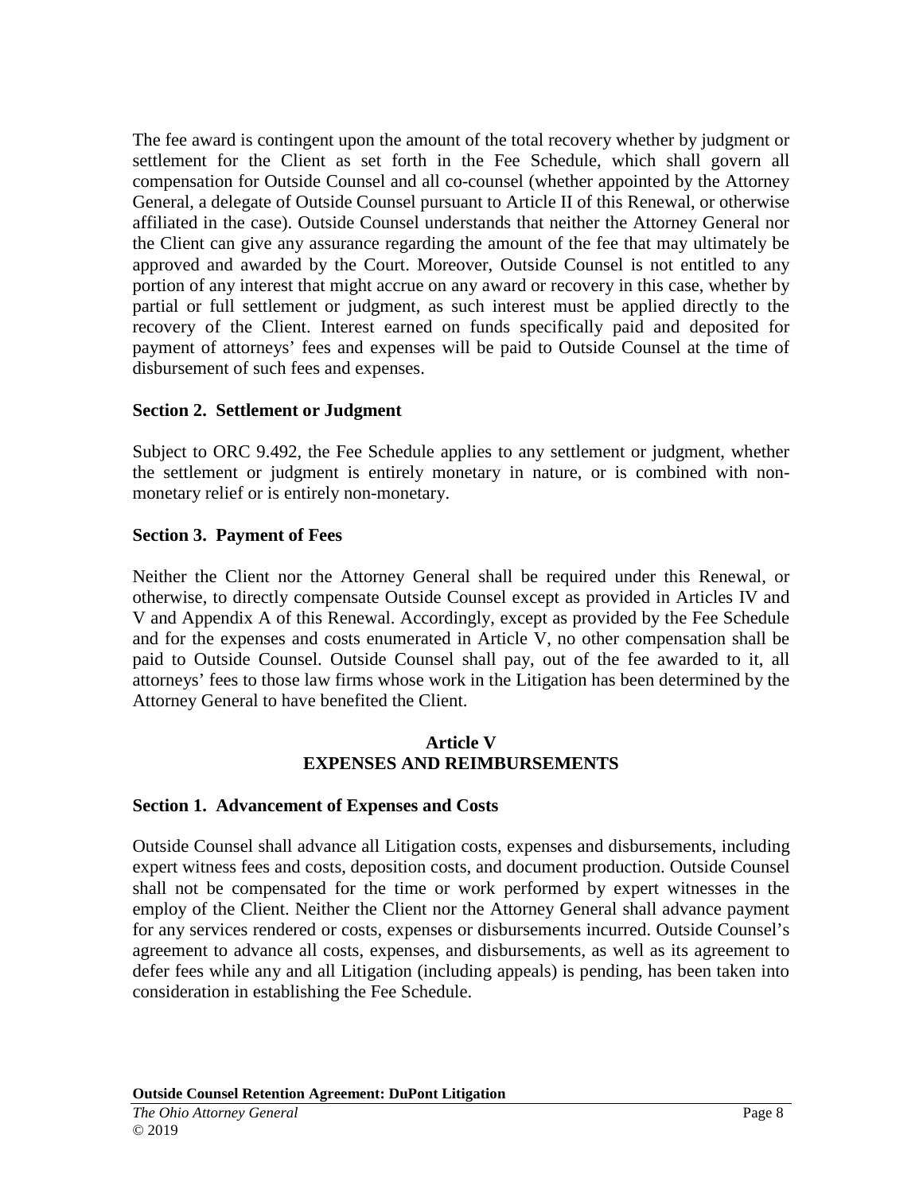The fee award is contingent upon the amount of the total recovery whether by judgment or settlement for the Client as set forth in the Fee Schedule, which shall govern all compensation for Outside Counsel and all co-counsel (whether appointed by the Attorney General, a delegate of Outside Counsel pursuant to Article II of this Renewal, or otherwise affiliated in the case). Outside Counsel understands that neither the Attorney General nor the Client can give any assurance regarding the amount of the fee that may ultimately be approved and awarded by the Court. Moreover, Outside Counsel is not entitled to any portion of any interest that might accrue on any award or recovery in this case, whether by partial or full settlement or judgment, as such interest must be applied directly to the recovery of the Client. Interest earned on funds specifically paid and deposited for payment of attorneys' fees and expenses will be paid to Outside Counsel at the time of disbursement of such fees and expenses.

**Section 2. Settlement or Judgment**

Subject to ORC 9.492, the Fee Schedule applies to any settlement or judgment, whether the settlement or judgment is entirely monetary in nature, or is combined with non-monetary relief or is entirely non-monetary.

**Section 3. Payment of Fees**

Neither the Client nor the Attorney General shall be required under this Renewal, or otherwise, to directly compensate Outside Counsel except as provided in Articles IV and V and Appendix A of this Renewal. Accordingly, except as provided by the Fee Schedule and for the expenses and costs enumerated in Article V, no other compensation shall be paid to Outside Counsel. Outside Counsel shall pay, out of the fee awarded to it, all attorneys' fees to those law firms whose work in the Litigation has been determined by the Attorney General to have benefited the Client.

## Article V
## EXPENSES AND REIMBURSEMENTS

**Section 1. Advancement of Expenses and Costs**

Outside Counsel shall advance all Litigation costs, expenses and disbursements, including expert witness fees and costs, deposition costs, and document production. Outside Counsel shall not be compensated for the time or work performed by expert witnesses in the employ of the Client. Neither the Client nor the Attorney General shall advance payment for any services rendered or costs, expenses or disbursements incurred. Outside Counsel's agreement to advance all costs, expenses, and disbursements, as well as its agreement to defer fees while any and all Litigation (including appeals) is pending, has been taken into consideration in establishing the Fee Schedule.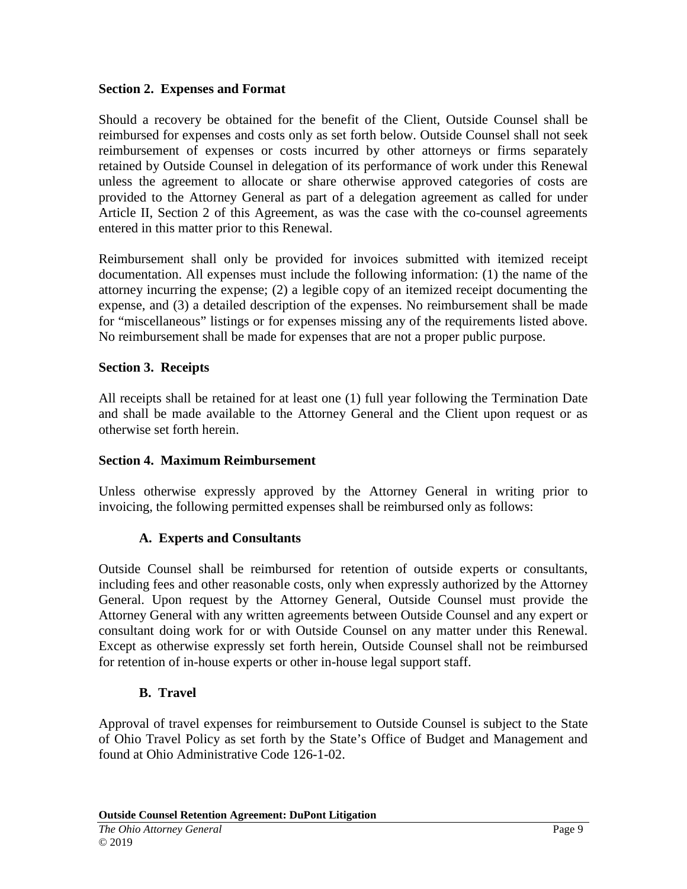### Section 2. Expenses and Format

Should a recovery be obtained for the benefit of the Client, Outside Counsel shall be reimbursed for expenses and costs only as set forth below. Outside Counsel shall not seek reimbursement of expenses or costs incurred by other attorneys or firms separately retained by Outside Counsel in delegation of its performance of work under this Renewal unless the agreement to allocate or share otherwise approved categories of costs are provided to the Attorney General as part of a delegation agreement as called for under Article II, Section 2 of this Agreement, as was the case with the co-counsel agreements entered in this matter prior to this Renewal.

Reimbursement shall only be provided for invoices submitted with itemized receipt documentation. All expenses must include the following information: (1) the name of the attorney incurring the expense; (2) a legible copy of an itemized receipt documenting the expense, and (3) a detailed description of the expenses. No reimbursement shall be made for "miscellaneous" listings or for expenses missing any of the requirements listed above. No reimbursement shall be made for expenses that are not a proper public purpose.

### Section 3. Receipts

All receipts shall be retained for at least one (1) full year following the Termination Date and shall be made available to the Attorney General and the Client upon request or as otherwise set forth herein.

### Section 4. Maximum Reimbursement

Unless otherwise expressly approved by the Attorney General in writing prior to invoicing, the following permitted expenses shall be reimbursed only as follows:

#### A. Experts and Consultants

Outside Counsel shall be reimbursed for retention of outside experts or consultants, including fees and other reasonable costs, only when expressly authorized by the Attorney General. Upon request by the Attorney General, Outside Counsel must provide the Attorney General with any written agreements between Outside Counsel and any expert or consultant doing work for or with Outside Counsel on any matter under this Renewal. Except as otherwise expressly set forth herein, Outside Counsel shall not be reimbursed for retention of in-house experts or other in-house legal support staff.

#### B. Travel

Approval of travel expenses for reimbursement to Outside Counsel is subject to the State of Ohio Travel Policy as set forth by the State's Office of Budget and Management and found at Ohio Administrative Code 126-1-02.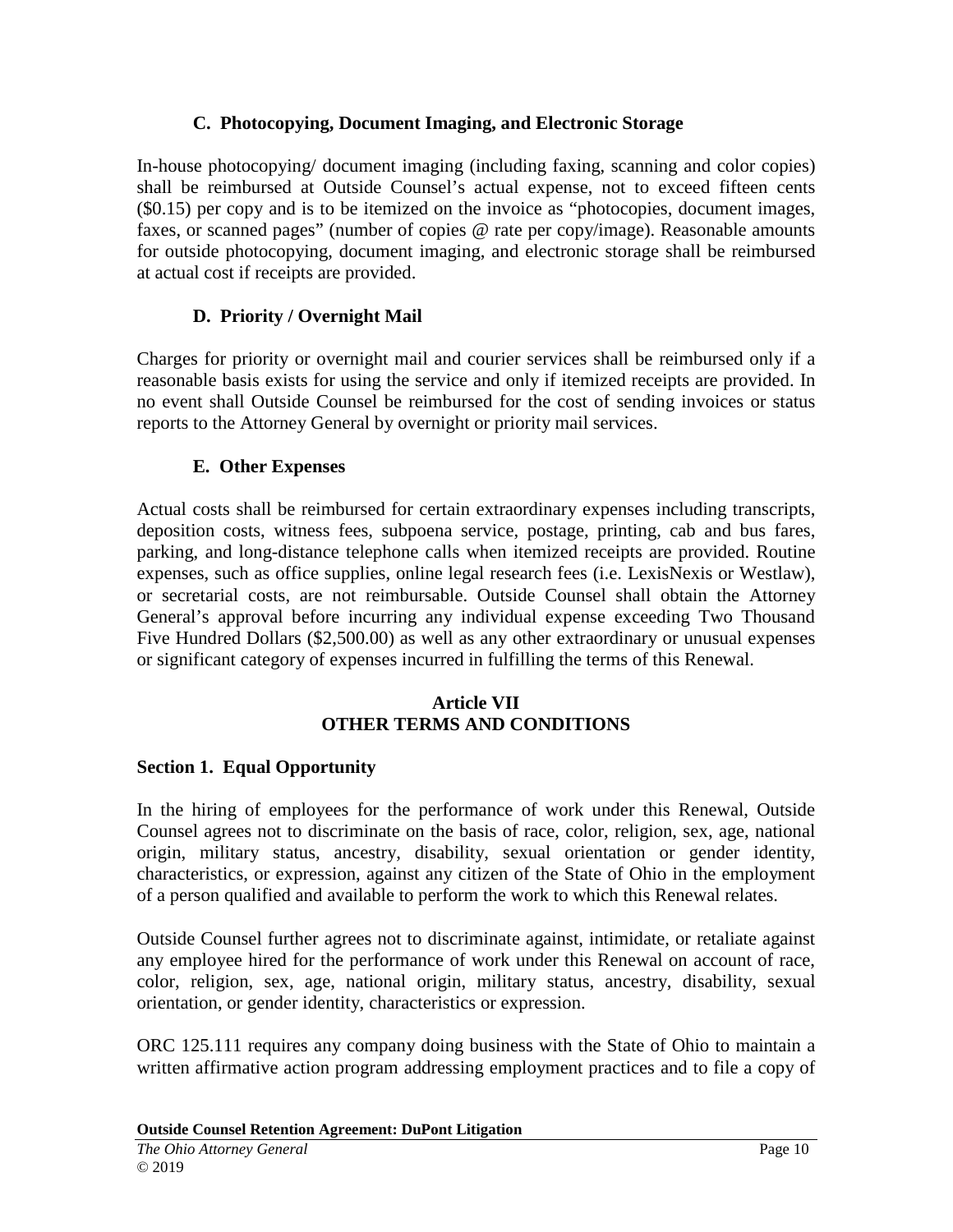### C. Photocopying, Document Imaging, and Electronic Storage

In-house photocopying/ document imaging (including faxing, scanning and color copies) shall be reimbursed at Outside Counsel's actual expense, not to exceed fifteen cents ($0.15) per copy and is to be itemized on the invoice as "photocopies, document images, faxes, or scanned pages" (number of copies @ rate per copy/image). Reasonable amounts for outside photocopying, document imaging, and electronic storage shall be reimbursed at actual cost if receipts are provided.

### D. Priority / Overnight Mail

Charges for priority or overnight mail and courier services shall be reimbursed only if a reasonable basis exists for using the service and only if itemized receipts are provided. In no event shall Outside Counsel be reimbursed for the cost of sending invoices or status reports to the Attorney General by overnight or priority mail services.

### E. Other Expenses

Actual costs shall be reimbursed for certain extraordinary expenses including transcripts, deposition costs, witness fees, subpoena service, postage, printing, cab and bus fares, parking, and long-distance telephone calls when itemized receipts are provided. Routine expenses, such as office supplies, online legal research fees (i.e. LexisNexis or Westlaw), or secretarial costs, are not reimbursable. Outside Counsel shall obtain the Attorney General's approval before incurring any individual expense exceeding Two Thousand Five Hundred Dollars ($2,500.00) as well as any other extraordinary or unusual expenses or significant category of expenses incurred in fulfilling the terms of this Renewal.

## Article VII
## OTHER TERMS AND CONDITIONS

### Section 1. Equal Opportunity

In the hiring of employees for the performance of work under this Renewal, Outside Counsel agrees not to discriminate on the basis of race, color, religion, sex, age, national origin, military status, ancestry, disability, sexual orientation or gender identity, characteristics, or expression, against any citizen of the State of Ohio in the employment of a person qualified and available to perform the work to which this Renewal relates.

Outside Counsel further agrees not to discriminate against, intimidate, or retaliate against any employee hired for the performance of work under this Renewal on account of race, color, religion, sex, age, national origin, military status, ancestry, disability, sexual orientation, or gender identity, characteristics or expression.

ORC 125.111 requires any company doing business with the State of Ohio to maintain a written affirmative action program addressing employment practices and to file a copy of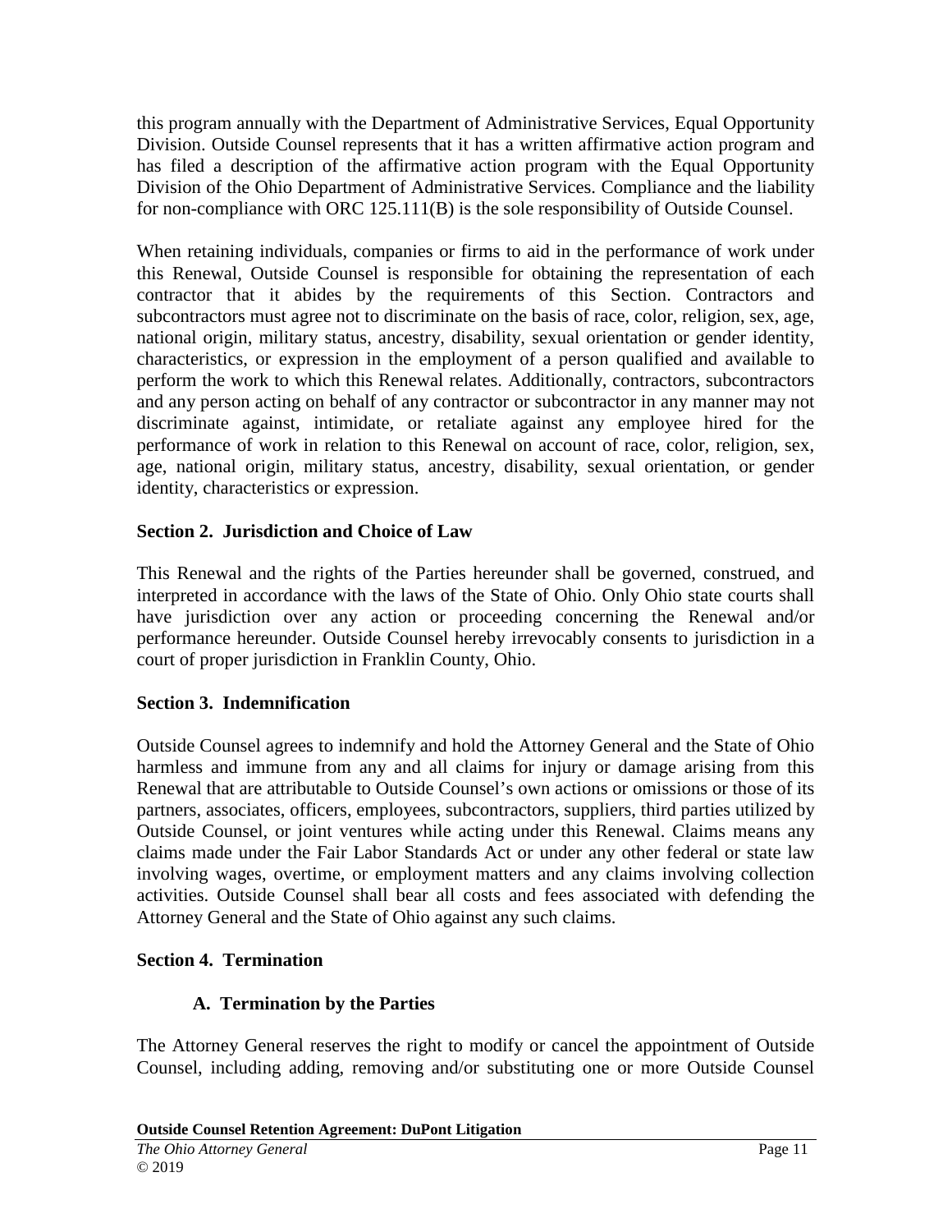this program annually with the Department of Administrative Services, Equal Opportunity Division. Outside Counsel represents that it has a written affirmative action program and has filed a description of the affirmative action program with the Equal Opportunity Division of the Ohio Department of Administrative Services. Compliance and the liability for non-compliance with ORC 125.111(B) is the sole responsibility of Outside Counsel.

When retaining individuals, companies or firms to aid in the performance of work under this Renewal, Outside Counsel is responsible for obtaining the representation of each contractor that it abides by the requirements of this Section. Contractors and subcontractors must agree not to discriminate on the basis of race, color, religion, sex, age, national origin, military status, ancestry, disability, sexual orientation or gender identity, characteristics, or expression in the employment of a person qualified and available to perform the work to which this Renewal relates. Additionally, contractors, subcontractors and any person acting on behalf of any contractor or subcontractor in any manner may not discriminate against, intimidate, or retaliate against any employee hired for the performance of work in relation to this Renewal on account of race, color, religion, sex, age, national origin, military status, ancestry, disability, sexual orientation, or gender identity, characteristics or expression.

### Section 2. Jurisdiction and Choice of Law

This Renewal and the rights of the Parties hereunder shall be governed, construed, and interpreted in accordance with the laws of the State of Ohio. Only Ohio state courts shall have jurisdiction over any action or proceeding concerning the Renewal and/or performance hereunder. Outside Counsel hereby irrevocably consents to jurisdiction in a court of proper jurisdiction in Franklin County, Ohio.

### Section 3. Indemnification

Outside Counsel agrees to indemnify and hold the Attorney General and the State of Ohio harmless and immune from any and all claims for injury or damage arising from this Renewal that are attributable to Outside Counsel's own actions or omissions or those of its partners, associates, officers, employees, subcontractors, suppliers, third parties utilized by Outside Counsel, or joint ventures while acting under this Renewal. Claims means any claims made under the Fair Labor Standards Act or under any other federal or state law involving wages, overtime, or employment matters and any claims involving collection activities. Outside Counsel shall bear all costs and fees associated with defending the Attorney General and the State of Ohio against any such claims.

### Section 4. Termination

#### A. Termination by the Parties

The Attorney General reserves the right to modify or cancel the appointment of Outside Counsel, including adding, removing and/or substituting one or more Outside Counsel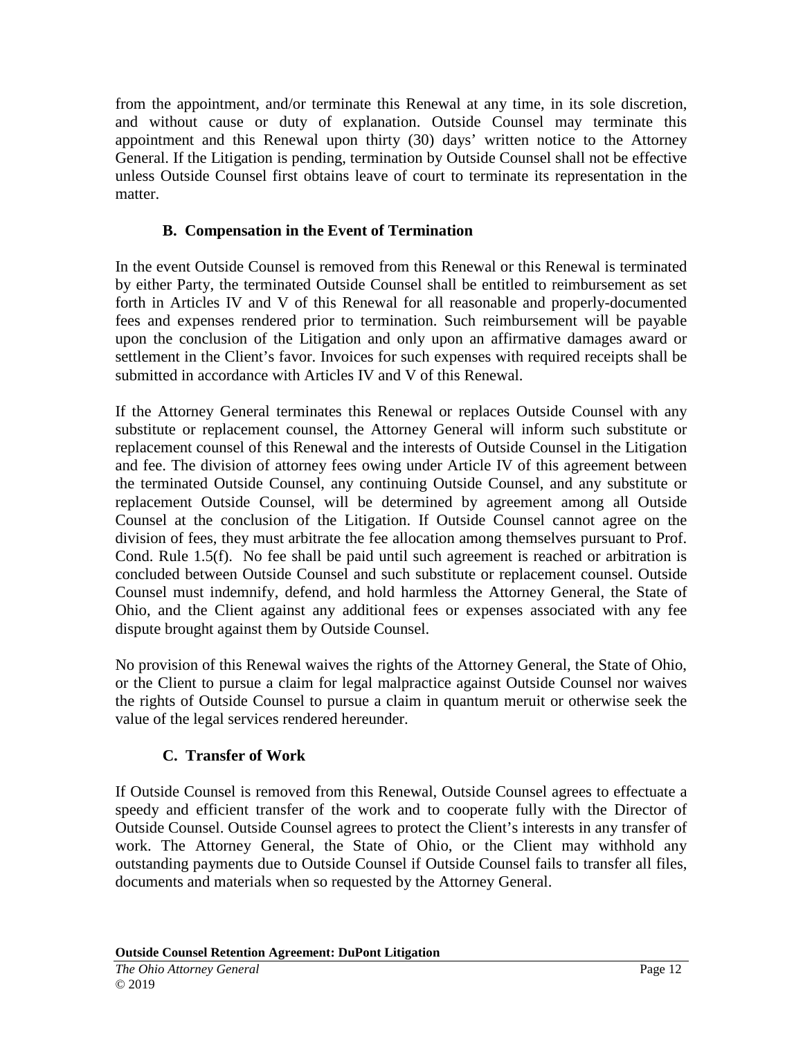from the appointment, and/or terminate this Renewal at any time, in its sole discretion, and without cause or duty of explanation. Outside Counsel may terminate this appointment and this Renewal upon thirty (30) days' written notice to the Attorney General. If the Litigation is pending, termination by Outside Counsel shall not be effective unless Outside Counsel first obtains leave of court to terminate its representation in the matter.

### B. Compensation in the Event of Termination

In the event Outside Counsel is removed from this Renewal or this Renewal is terminated by either Party, the terminated Outside Counsel shall be entitled to reimbursement as set forth in Articles IV and V of this Renewal for all reasonable and properly-documented fees and expenses rendered prior to termination. Such reimbursement will be payable upon the conclusion of the Litigation and only upon an affirmative damages award or settlement in the Client's favor. Invoices for such expenses with required receipts shall be submitted in accordance with Articles IV and V of this Renewal.

If the Attorney General terminates this Renewal or replaces Outside Counsel with any substitute or replacement counsel, the Attorney General will inform such substitute or replacement counsel of this Renewal and the interests of Outside Counsel in the Litigation and fee. The division of attorney fees owing under Article IV of this agreement between the terminated Outside Counsel, any continuing Outside Counsel, and any substitute or replacement Outside Counsel, will be determined by agreement among all Outside Counsel at the conclusion of the Litigation. If Outside Counsel cannot agree on the division of fees, they must arbitrate the fee allocation among themselves pursuant to Prof. Cond. Rule 1.5(f). No fee shall be paid until such agreement is reached or arbitration is concluded between Outside Counsel and such substitute or replacement counsel. Outside Counsel must indemnify, defend, and hold harmless the Attorney General, the State of Ohio, and the Client against any additional fees or expenses associated with any fee dispute brought against them by Outside Counsel.

No provision of this Renewal waives the rights of the Attorney General, the State of Ohio, or the Client to pursue a claim for legal malpractice against Outside Counsel nor waives the rights of Outside Counsel to pursue a claim in quantum meruit or otherwise seek the value of the legal services rendered hereunder.

### C. Transfer of Work

If Outside Counsel is removed from this Renewal, Outside Counsel agrees to effectuate a speedy and efficient transfer of the work and to cooperate fully with the Director of Outside Counsel. Outside Counsel agrees to protect the Client's interests in any transfer of work. The Attorney General, the State of Ohio, or the Client may withhold any outstanding payments due to Outside Counsel if Outside Counsel fails to transfer all files, documents and materials when so requested by the Attorney General.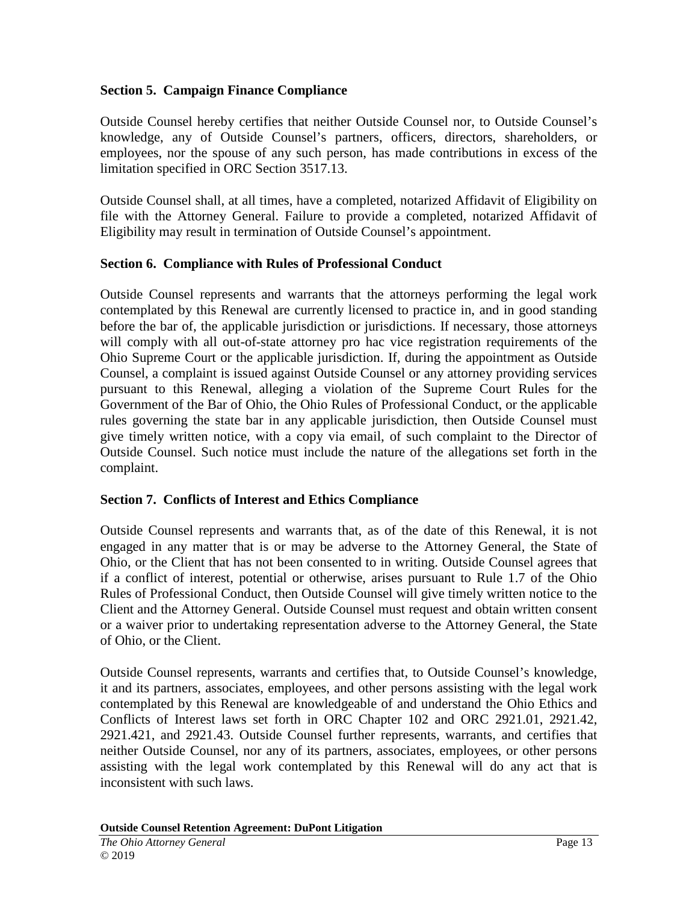### Section 5. Campaign Finance Compliance

Outside Counsel hereby certifies that neither Outside Counsel nor, to Outside Counsel's knowledge, any of Outside Counsel's partners, officers, directors, shareholders, or employees, nor the spouse of any such person, has made contributions in excess of the limitation specified in ORC Section 3517.13.

Outside Counsel shall, at all times, have a completed, notarized Affidavit of Eligibility on file with the Attorney General. Failure to provide a completed, notarized Affidavit of Eligibility may result in termination of Outside Counsel's appointment.

### Section 6. Compliance with Rules of Professional Conduct

Outside Counsel represents and warrants that the attorneys performing the legal work contemplated by this Renewal are currently licensed to practice in, and in good standing before the bar of, the applicable jurisdiction or jurisdictions. If necessary, those attorneys will comply with all out-of-state attorney pro hac vice registration requirements of the Ohio Supreme Court or the applicable jurisdiction. If, during the appointment as Outside Counsel, a complaint is issued against Outside Counsel or any attorney providing services pursuant to this Renewal, alleging a violation of the Supreme Court Rules for the Government of the Bar of Ohio, the Ohio Rules of Professional Conduct, or the applicable rules governing the state bar in any applicable jurisdiction, then Outside Counsel must give timely written notice, with a copy via email, of such complaint to the Director of Outside Counsel. Such notice must include the nature of the allegations set forth in the complaint.

### Section 7. Conflicts of Interest and Ethics Compliance

Outside Counsel represents and warrants that, as of the date of this Renewal, it is not engaged in any matter that is or may be adverse to the Attorney General, the State of Ohio, or the Client that has not been consented to in writing. Outside Counsel agrees that if a conflict of interest, potential or otherwise, arises pursuant to Rule 1.7 of the Ohio Rules of Professional Conduct, then Outside Counsel will give timely written notice to the Client and the Attorney General. Outside Counsel must request and obtain written consent or a waiver prior to undertaking representation adverse to the Attorney General, the State of Ohio, or the Client.

Outside Counsel represents, warrants and certifies that, to Outside Counsel's knowledge, it and its partners, associates, employees, and other persons assisting with the legal work contemplated by this Renewal are knowledgeable of and understand the Ohio Ethics and Conflicts of Interest laws set forth in ORC Chapter 102 and ORC 2921.01, 2921.42, 2921.421, and 2921.43. Outside Counsel further represents, warrants, and certifies that neither Outside Counsel, nor any of its partners, associates, employees, or other persons assisting with the legal work contemplated by this Renewal will do any act that is inconsistent with such laws.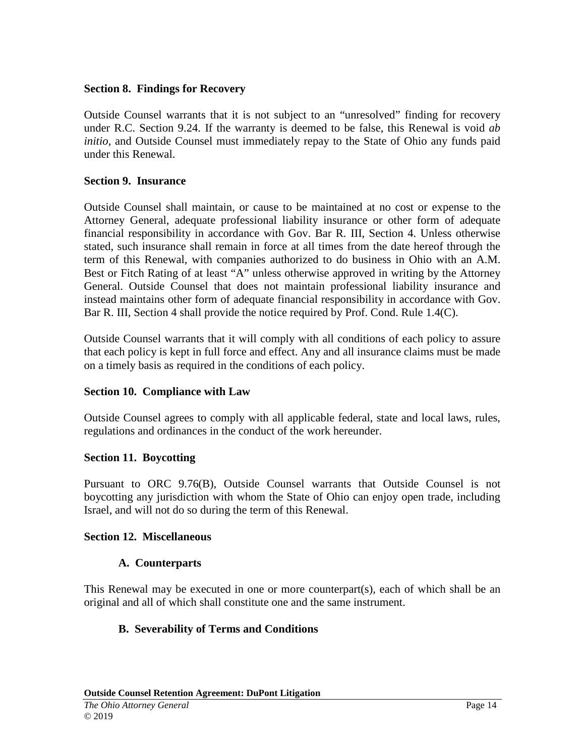**Section 8. Findings for Recovery**

Outside Counsel warrants that it is not subject to an "unresolved" finding for recovery under R.C. Section 9.24. If the warranty is deemed to be false, this Renewal is void *ab initio*, and Outside Counsel must immediately repay to the State of Ohio any funds paid under this Renewal.

**Section 9. Insurance**

Outside Counsel shall maintain, or cause to be maintained at no cost or expense to the Attorney General, adequate professional liability insurance or other form of adequate financial responsibility in accordance with Gov. Bar R. III, Section 4. Unless otherwise stated, such insurance shall remain in force at all times from the date hereof through the term of this Renewal, with companies authorized to do business in Ohio with an A.M. Best or Fitch Rating of at least "A" unless otherwise approved in writing by the Attorney General. Outside Counsel that does not maintain professional liability insurance and instead maintains other form of adequate financial responsibility in accordance with Gov. Bar R. III, Section 4 shall provide the notice required by Prof. Cond. Rule 1.4(C).

Outside Counsel warrants that it will comply with all conditions of each policy to assure that each policy is kept in full force and effect. Any and all insurance claims must be made on a timely basis as required in the conditions of each policy.

**Section 10. Compliance with Law**

Outside Counsel agrees to comply with all applicable federal, state and local laws, rules, regulations and ordinances in the conduct of the work hereunder.

**Section 11. Boycotting**

Pursuant to ORC 9.76(B), Outside Counsel warrants that Outside Counsel is not boycotting any jurisdiction with whom the State of Ohio can enjoy open trade, including Israel, and will not do so during the term of this Renewal.

**Section 12. Miscellaneous**

**A. Counterparts**

This Renewal may be executed in one or more counterpart(s), each of which shall be an original and all of which shall constitute one and the same instrument.

**B. Severability of Terms and Conditions**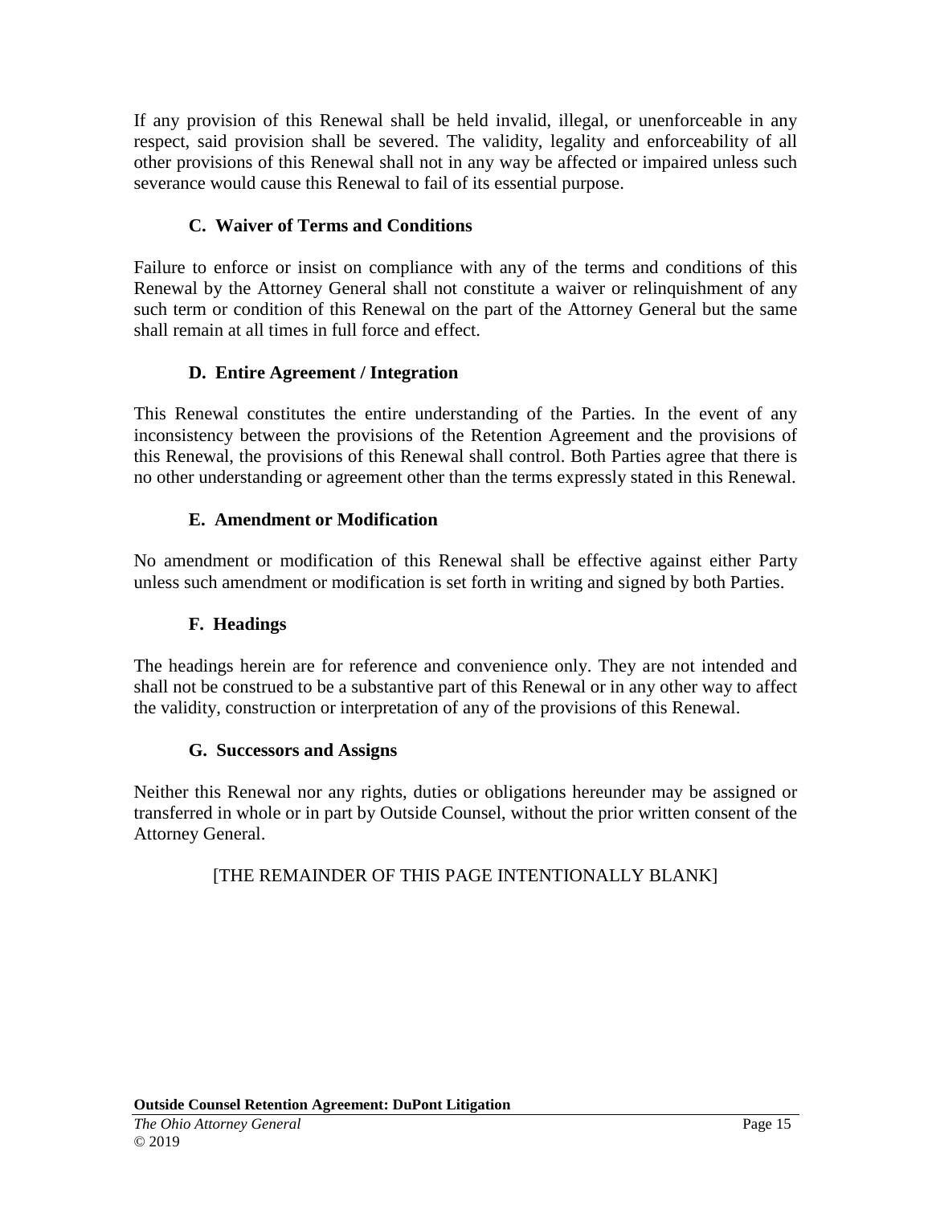If any provision of this Renewal shall be held invalid, illegal, or unenforceable in any respect, said provision shall be severed. The validity, legality and enforceability of all other provisions of this Renewal shall not in any way be affected or impaired unless such severance would cause this Renewal to fail of its essential purpose.

### C. Waiver of Terms and Conditions

Failure to enforce or insist on compliance with any of the terms and conditions of this Renewal by the Attorney General shall not constitute a waiver or relinquishment of any such term or condition of this Renewal on the part of the Attorney General but the same shall remain at all times in full force and effect.

### D. Entire Agreement / Integration

This Renewal constitutes the entire understanding of the Parties. In the event of any inconsistency between the provisions of the Retention Agreement and the provisions of this Renewal, the provisions of this Renewal shall control. Both Parties agree that there is no other understanding or agreement other than the terms expressly stated in this Renewal.

### E. Amendment or Modification

No amendment or modification of this Renewal shall be effective against either Party unless such amendment or modification is set forth in writing and signed by both Parties.

### F. Headings

The headings herein are for reference and convenience only. They are not intended and shall not be construed to be a substantive part of this Renewal or in any other way to affect the validity, construction or interpretation of any of the provisions of this Renewal.

### G. Successors and Assigns

Neither this Renewal nor any rights, duties or obligations hereunder may be assigned or transferred in whole or in part by Outside Counsel, without the prior written consent of the Attorney General.

[THE REMAINDER OF THIS PAGE INTENTIONALLY BLANK]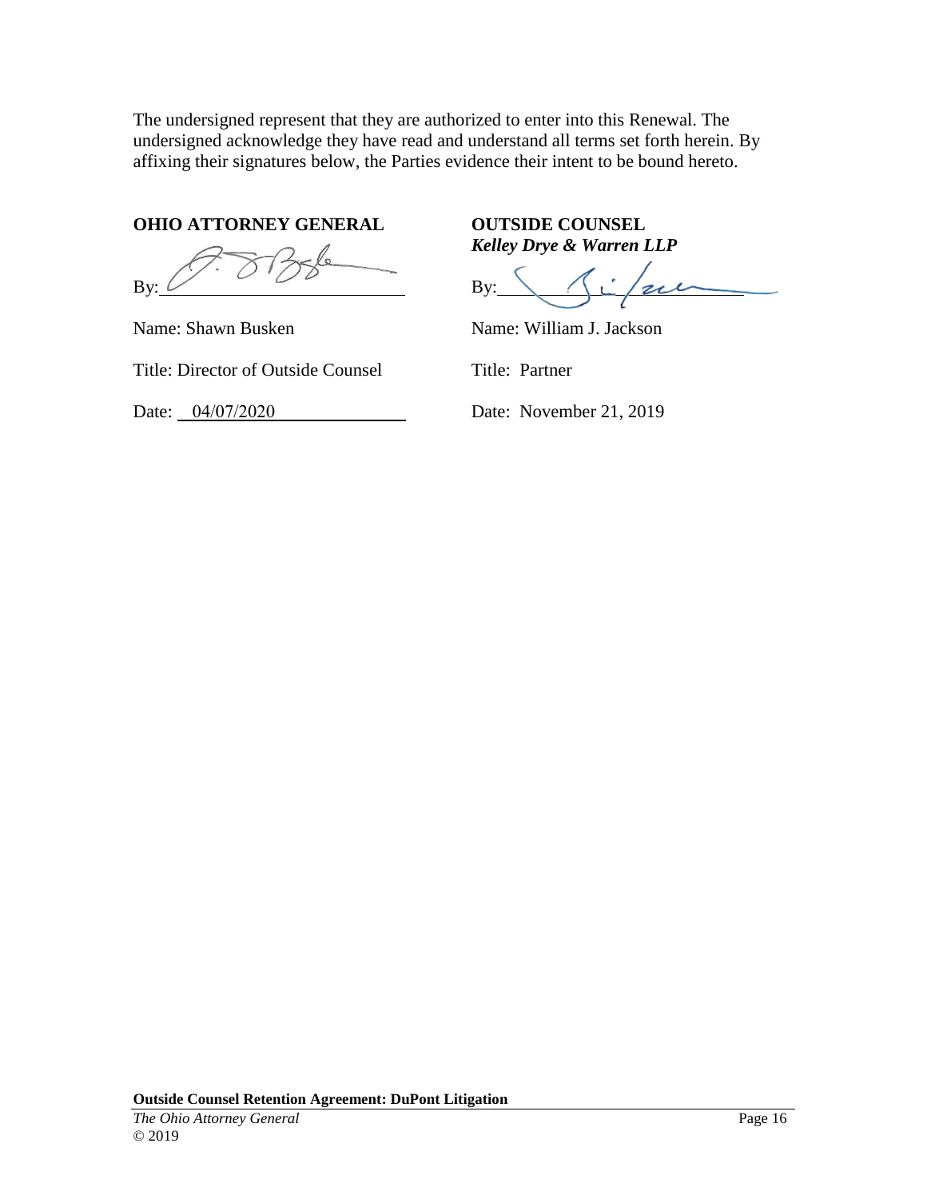The undersigned represent that they are authorized to enter into this Renewal. The undersigned acknowledge they have read and understand all terms set forth herein. By affixing their signatures below, the Parties evidence their intent to be bound hereto.

| **OHIO ATTORNEY GENERAL** | **OUTSIDE COUNSEL** *Kelley Drye & Warren LLP* |
| --- | --- |
| By: ______________________ | By: ______________________ |
| Name: Shawn Busken | Name: William J. Jackson |
| Title: Director of Outside Counsel | Title: Partner |
| Date: 04/07/2020 | Date: November 21, 2019 |

**Outside Counsel Retention Agreement: DuPont Litigation**

*The Ohio Attorney General*

© 2019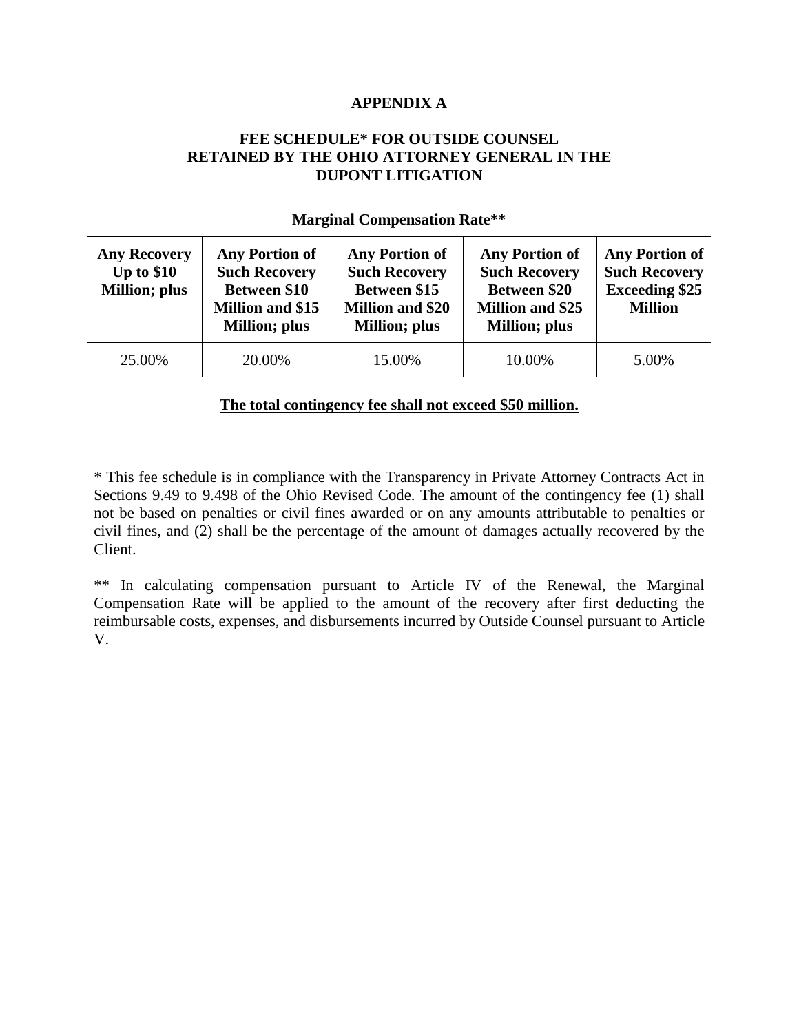# APPENDIX A

## FEE SCHEDULE* FOR OUTSIDE COUNSEL RETAINED BY THE OHIO ATTORNEY GENERAL IN THE DUPONT LITIGATION

| Marginal Compensation Rate** | | | | |
|---|---|---|---|---|
| **Any Recovery Up to $10 Million; plus** | **Any Portion of Such Recovery Between $10 Million and $15 Million; plus** | **Any Portion of Such Recovery Between $15 Million and $20 Million; plus** | **Any Portion of Such Recovery Between $20 Million and $25 Million; plus** | **Any Portion of Such Recovery Exceeding $25 Million** |
| 25.00% | 20.00% | 15.00% | 10.00% | 5.00% |
| **The total contingency fee shall not exceed $50 million.** | | | | |

* This fee schedule is in compliance with the Transparency in Private Attorney Contracts Act in Sections 9.49 to 9.498 of the Ohio Revised Code. The amount of the contingency fee (1) shall not be based on penalties or civil fines awarded or on any amounts attributable to penalties or civil fines, and (2) shall be the percentage of the amount of damages actually recovered by the Client.

** In calculating compensation pursuant to Article IV of the Renewal, the Marginal Compensation Rate will be applied to the amount of the recovery after first deducting the reimbursable costs, expenses, and disbursements incurred by Outside Counsel pursuant to Article V.